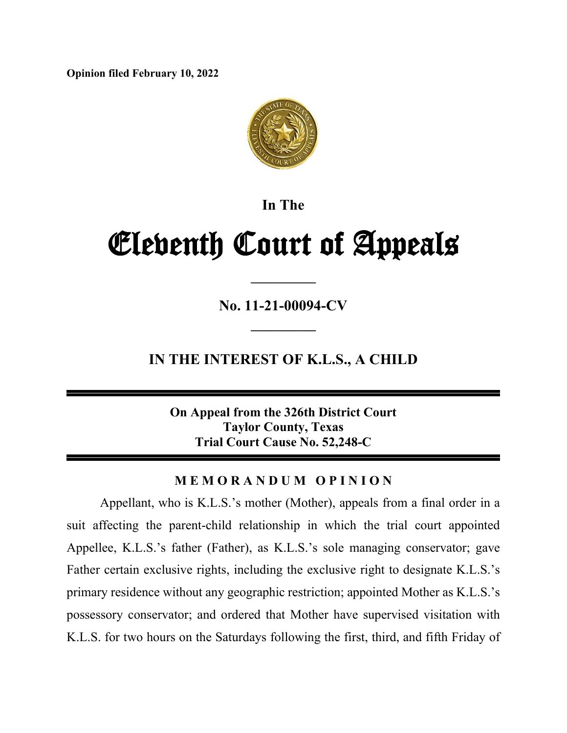**Opinion filed February 10, 2022**

In The

# Eleventh Court of Appeals

---

**No. 11-21-00094-CV**

---

## IN THE INTEREST OF K.L.S., A CHILD

---

**On Appeal from the 326th District Court**
**Taylor County, Texas**
**Trial Court Cause No. 52,248-C**

---

### MEMORANDUM OPINION

Appellant, who is K.L.S.'s mother (Mother), appeals from a final order in a suit affecting the parent-child relationship in which the trial court appointed Appellee, K.L.S.'s father (Father), as K.L.S.'s sole managing conservator; gave Father certain exclusive rights, including the exclusive right to designate K.L.S.'s primary residence without any geographic restriction; appointed Mother as K.L.S.'s possessory conservator; and ordered that Mother have supervised visitation with K.L.S. for two hours on the Saturdays following the first, third, and fifth Friday of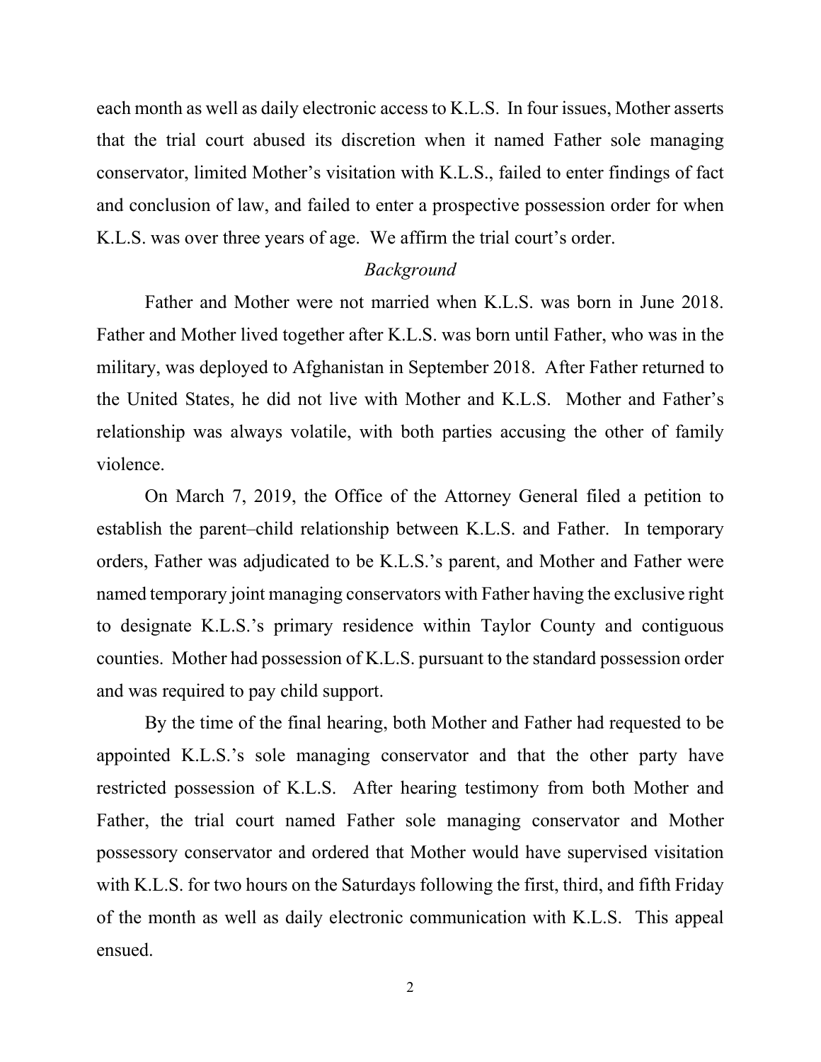each month as well as daily electronic access to K.L.S. In four issues, Mother asserts that the trial court abused its discretion when it named Father sole managing conservator, limited Mother's visitation with K.L.S., failed to enter findings of fact and conclusion of law, and failed to enter a prospective possession order for when K.L.S. was over three years of age. We affirm the trial court's order.

*Background*

Father and Mother were not married when K.L.S. was born in June 2018. Father and Mother lived together after K.L.S. was born until Father, who was in the military, was deployed to Afghanistan in September 2018. After Father returned to the United States, he did not live with Mother and K.L.S. Mother and Father's relationship was always volatile, with both parties accusing the other of family violence.

On March 7, 2019, the Office of the Attorney General filed a petition to establish the parent–child relationship between K.L.S. and Father. In temporary orders, Father was adjudicated to be K.L.S.'s parent, and Mother and Father were named temporary joint managing conservators with Father having the exclusive right to designate K.L.S.'s primary residence within Taylor County and contiguous counties. Mother had possession of K.L.S. pursuant to the standard possession order and was required to pay child support.

By the time of the final hearing, both Mother and Father had requested to be appointed K.L.S.'s sole managing conservator and that the other party have restricted possession of K.L.S. After hearing testimony from both Mother and Father, the trial court named Father sole managing conservator and Mother possessory conservator and ordered that Mother would have supervised visitation with K.L.S. for two hours on the Saturdays following the first, third, and fifth Friday of the month as well as daily electronic communication with K.L.S. This appeal ensued.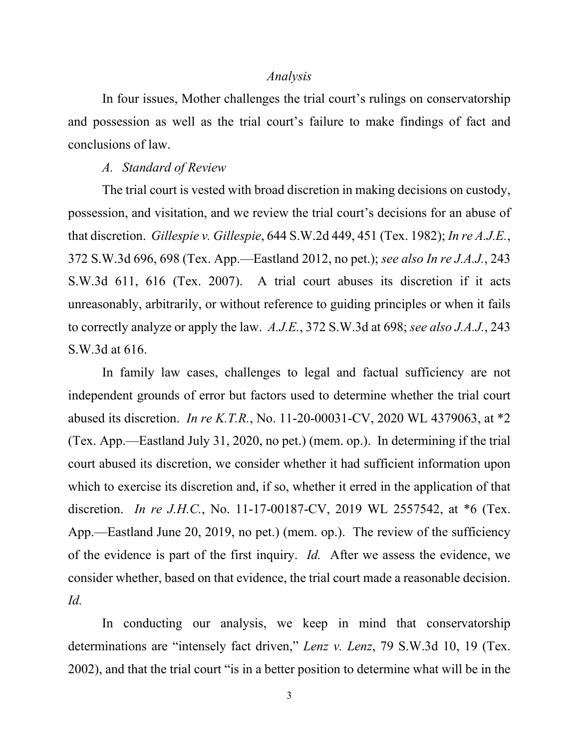*Analysis*

In four issues, Mother challenges the trial court's rulings on conservatorship and possession as well as the trial court's failure to make findings of fact and conclusions of law.

*A. Standard of Review*

The trial court is vested with broad discretion in making decisions on custody, possession, and visitation, and we review the trial court's decisions for an abuse of that discretion. *Gillespie v. Gillespie*, 644 S.W.2d 449, 451 (Tex. 1982); *In re A.J.E.*, 372 S.W.3d 696, 698 (Tex. App.—Eastland 2012, no pet.); *see also In re J.A.J.*, 243 S.W.3d 611, 616 (Tex. 2007). A trial court abuses its discretion if it acts unreasonably, arbitrarily, or without reference to guiding principles or when it fails to correctly analyze or apply the law. *A.J.E.*, 372 S.W.3d at 698; *see also J.A.J.*, 243 S.W.3d at 616.

In family law cases, challenges to legal and factual sufficiency are not independent grounds of error but factors used to determine whether the trial court abused its discretion. *In re K.T.R.*, No. 11-20-00031-CV, 2020 WL 4379063, at *2 (Tex. App.—Eastland July 31, 2020, no pet.) (mem. op.). In determining if the trial court abused its discretion, we consider whether it had sufficient information upon which to exercise its discretion and, if so, whether it erred in the application of that discretion. *In re J.H.C.*, No. 11-17-00187-CV, 2019 WL 2557542, at *6 (Tex. App.—Eastland June 20, 2019, no pet.) (mem. op.). The review of the sufficiency of the evidence is part of the first inquiry. *Id.* After we assess the evidence, we consider whether, based on that evidence, the trial court made a reasonable decision. *Id.*

In conducting our analysis, we keep in mind that conservatorship determinations are "intensely fact driven," *Lenz v. Lenz*, 79 S.W.3d 10, 19 (Tex. 2002), and that the trial court "is in a better position to determine what will be in the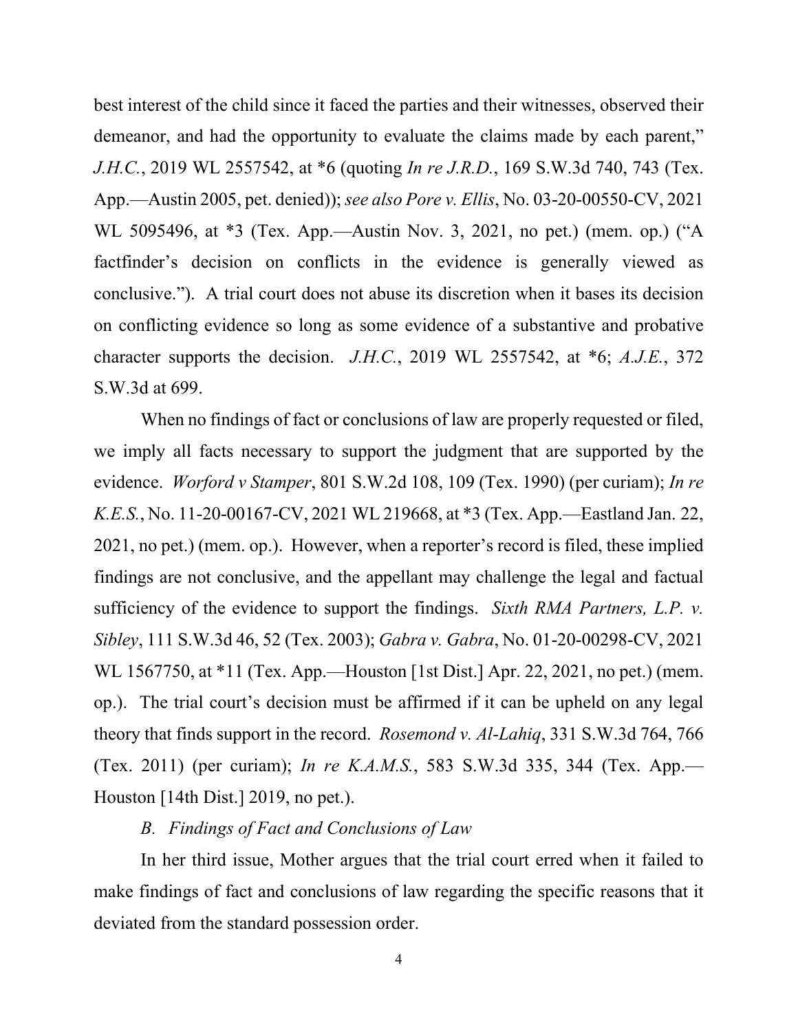best interest of the child since it faced the parties and their witnesses, observed their demeanor, and had the opportunity to evaluate the claims made by each parent," *J.H.C.*, 2019 WL 2557542, at *6 (quoting *In re J.R.D.*, 169 S.W.3d 740, 743 (Tex. App.—Austin 2005, pet. denied)); *see also Pore v. Ellis*, No. 03-20-00550-CV, 2021 WL 5095496, at *3 (Tex. App.—Austin Nov. 3, 2021, no pet.) (mem. op.) ("A factfinder's decision on conflicts in the evidence is generally viewed as conclusive."). A trial court does not abuse its discretion when it bases its decision on conflicting evidence so long as some evidence of a substantive and probative character supports the decision. *J.H.C.*, 2019 WL 2557542, at *6; *A.J.E.*, 372 S.W.3d at 699.

When no findings of fact or conclusions of law are properly requested or filed, we imply all facts necessary to support the judgment that are supported by the evidence. *Worford v Stamper*, 801 S.W.2d 108, 109 (Tex. 1990) (per curiam); *In re K.E.S.*, No. 11-20-00167-CV, 2021 WL 219668, at *3 (Tex. App.—Eastland Jan. 22, 2021, no pet.) (mem. op.). However, when a reporter's record is filed, these implied findings are not conclusive, and the appellant may challenge the legal and factual sufficiency of the evidence to support the findings. *Sixth RMA Partners, L.P. v. Sibley*, 111 S.W.3d 46, 52 (Tex. 2003); *Gabra v. Gabra*, No. 01-20-00298-CV, 2021 WL 1567750, at *11 (Tex. App.—Houston [1st Dist.] Apr. 22, 2021, no pet.) (mem. op.). The trial court's decision must be affirmed if it can be upheld on any legal theory that finds support in the record. *Rosemond v. Al-Lahiq*, 331 S.W.3d 764, 766 (Tex. 2011) (per curiam); *In re K.A.M.S.*, 583 S.W.3d 335, 344 (Tex. App.—Houston [14th Dist.] 2019, no pet.).

*B. Findings of Fact and Conclusions of Law*

In her third issue, Mother argues that the trial court erred when it failed to make findings of fact and conclusions of law regarding the specific reasons that it deviated from the standard possession order.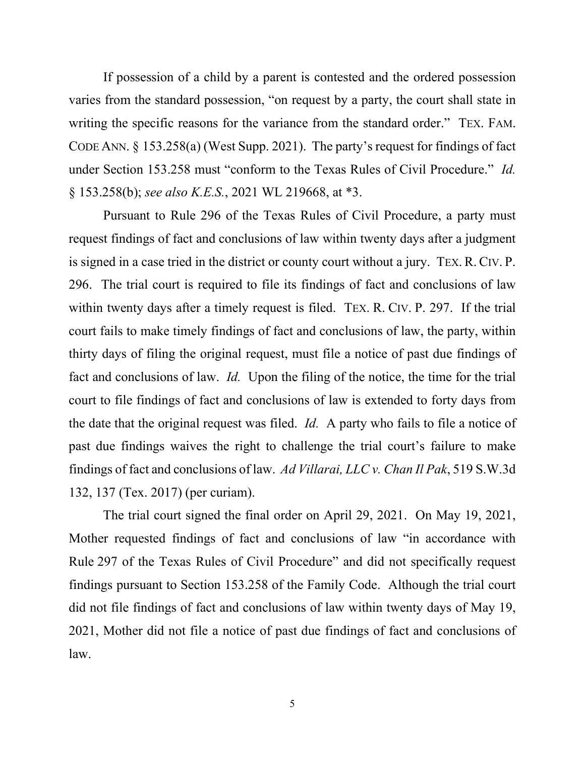If possession of a child by a parent is contested and the ordered possession varies from the standard possession, "on request by a party, the court shall state in writing the specific reasons for the variance from the standard order." TEX. FAM. CODE ANN. § 153.258(a) (West Supp. 2021). The party's request for findings of fact under Section 153.258 must "conform to the Texas Rules of Civil Procedure." *Id.* § 153.258(b); *see also K.E.S.*, 2021 WL 219668, at *3.

Pursuant to Rule 296 of the Texas Rules of Civil Procedure, a party must request findings of fact and conclusions of law within twenty days after a judgment is signed in a case tried in the district or county court without a jury. TEX. R. CIV. P. 296. The trial court is required to file its findings of fact and conclusions of law within twenty days after a timely request is filed. TEX. R. CIV. P. 297. If the trial court fails to make timely findings of fact and conclusions of law, the party, within thirty days of filing the original request, must file a notice of past due findings of fact and conclusions of law. *Id.* Upon the filing of the notice, the time for the trial court to file findings of fact and conclusions of law is extended to forty days from the date that the original request was filed. *Id.* A party who fails to file a notice of past due findings waives the right to challenge the trial court's failure to make findings of fact and conclusions of law. *Ad Villarai, LLC v. Chan Il Pak*, 519 S.W.3d 132, 137 (Tex. 2017) (per curiam).

The trial court signed the final order on April 29, 2021. On May 19, 2021, Mother requested findings of fact and conclusions of law "in accordance with Rule 297 of the Texas Rules of Civil Procedure" and did not specifically request findings pursuant to Section 153.258 of the Family Code. Although the trial court did not file findings of fact and conclusions of law within twenty days of May 19, 2021, Mother did not file a notice of past due findings of fact and conclusions of law.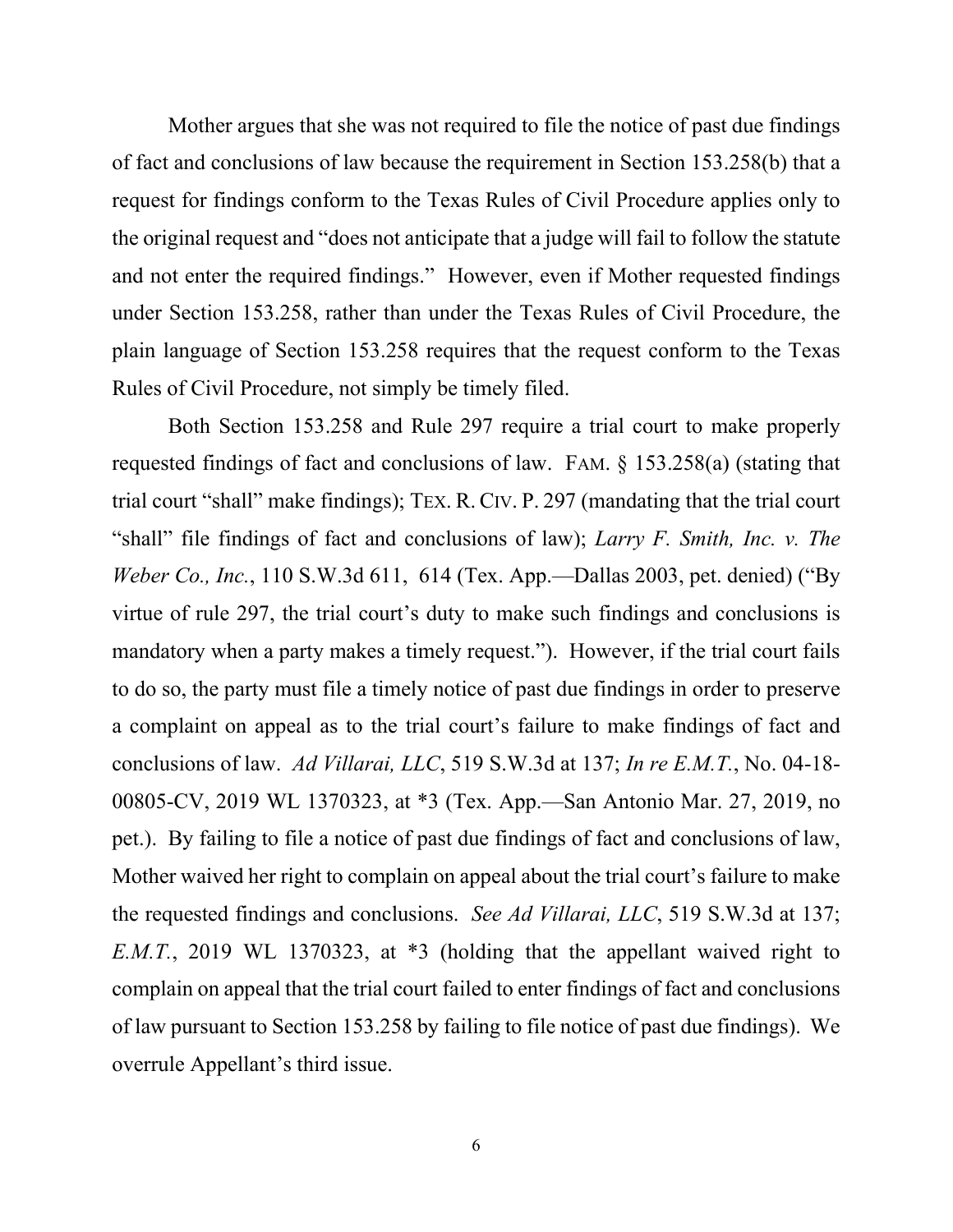Mother argues that she was not required to file the notice of past due findings of fact and conclusions of law because the requirement in Section 153.258(b) that a request for findings conform to the Texas Rules of Civil Procedure applies only to the original request and "does not anticipate that a judge will fail to follow the statute and not enter the required findings." However, even if Mother requested findings under Section 153.258, rather than under the Texas Rules of Civil Procedure, the plain language of Section 153.258 requires that the request conform to the Texas Rules of Civil Procedure, not simply be timely filed.

Both Section 153.258 and Rule 297 require a trial court to make properly requested findings of fact and conclusions of law. FAM. § 153.258(a) (stating that trial court "shall" make findings); TEX. R. CIV. P. 297 (mandating that the trial court "shall" file findings of fact and conclusions of law); *Larry F. Smith, Inc. v. The Weber Co., Inc.*, 110 S.W.3d 611, 614 (Tex. App.—Dallas 2003, pet. denied) ("By virtue of rule 297, the trial court's duty to make such findings and conclusions is mandatory when a party makes a timely request."). However, if the trial court fails to do so, the party must file a timely notice of past due findings in order to preserve a complaint on appeal as to the trial court's failure to make findings of fact and conclusions of law. *Ad Villarai, LLC*, 519 S.W.3d at 137; *In re E.M.T.*, No. 04-18-00805-CV, 2019 WL 1370323, at *3 (Tex. App.—San Antonio Mar. 27, 2019, no pet.). By failing to file a notice of past due findings of fact and conclusions of law, Mother waived her right to complain on appeal about the trial court's failure to make the requested findings and conclusions. *See Ad Villarai, LLC*, 519 S.W.3d at 137; *E.M.T.*, 2019 WL 1370323, at *3 (holding that the appellant waived right to complain on appeal that the trial court failed to enter findings of fact and conclusions of law pursuant to Section 153.258 by failing to file notice of past due findings). We overrule Appellant's third issue.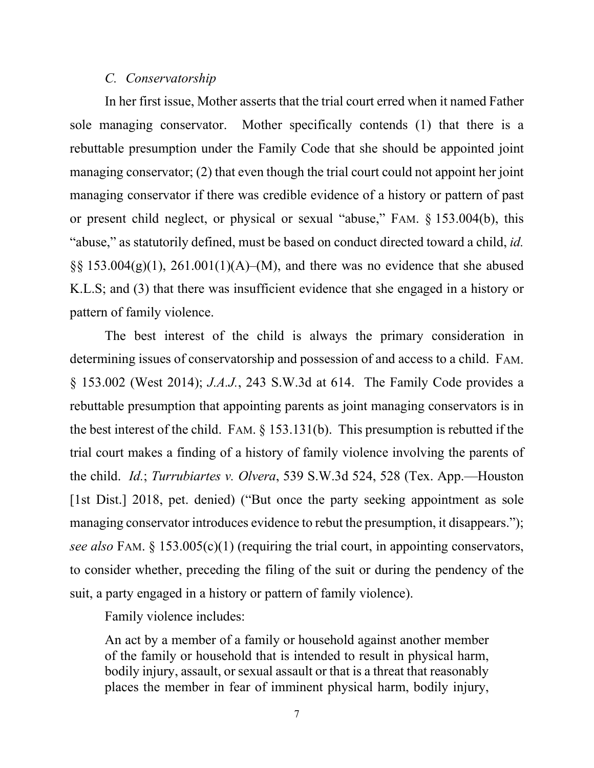*C. Conservatorship*

In her first issue, Mother asserts that the trial court erred when it named Father sole managing conservator. Mother specifically contends (1) that there is a rebuttable presumption under the Family Code that she should be appointed joint managing conservator; (2) that even though the trial court could not appoint her joint managing conservator if there was credible evidence of a history or pattern of past or present child neglect, or physical or sexual "abuse," FAM. § 153.004(b), this "abuse," as statutorily defined, must be based on conduct directed toward a child, *id.* §§ 153.004(g)(1), 261.001(1)(A)–(M), and there was no evidence that she abused K.L.S; and (3) that there was insufficient evidence that she engaged in a history or pattern of family violence.

The best interest of the child is always the primary consideration in determining issues of conservatorship and possession of and access to a child. FAM. § 153.002 (West 2014); *J.A.J.*, 243 S.W.3d at 614. The Family Code provides a rebuttable presumption that appointing parents as joint managing conservators is in the best interest of the child. FAM. § 153.131(b). This presumption is rebutted if the trial court makes a finding of a history of family violence involving the parents of the child. *Id.*; *Turrubiartes v. Olvera*, 539 S.W.3d 524, 528 (Tex. App.—Houston [1st Dist.] 2018, pet. denied) ("But once the party seeking appointment as sole managing conservator introduces evidence to rebut the presumption, it disappears."); *see also* FAM. § 153.005(c)(1) (requiring the trial court, in appointing conservators, to consider whether, preceding the filing of the suit or during the pendency of the suit, a party engaged in a history or pattern of family violence).

Family violence includes:

> An act by a member of a family or household against another member of the family or household that is intended to result in physical harm, bodily injury, assault, or sexual assault or that is a threat that reasonably places the member in fear of imminent physical harm, bodily injury,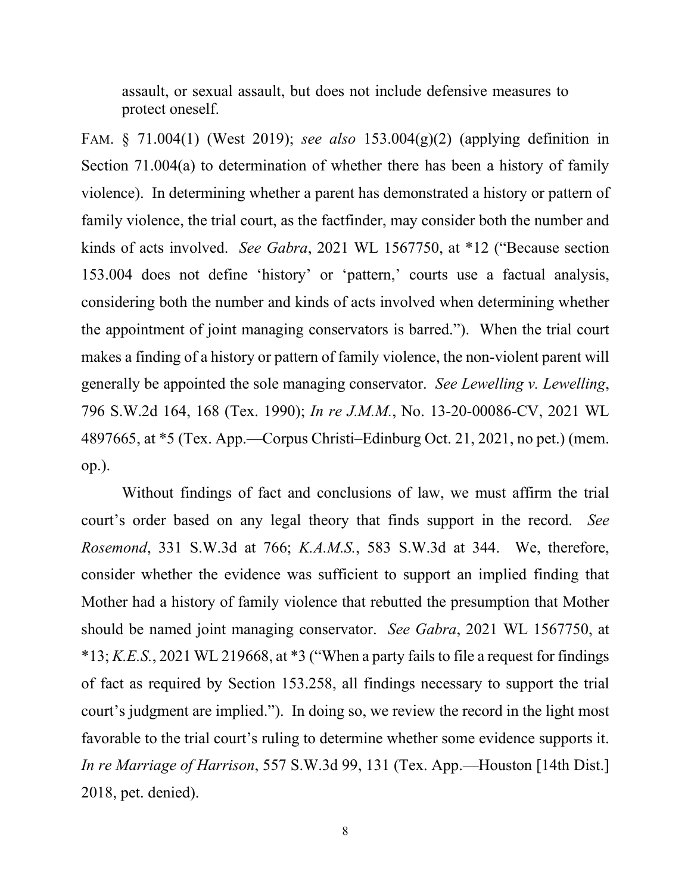> assault, or sexual assault, but does not include defensive measures to protect oneself.

FAM. § 71.004(1) (West 2019); *see also* 153.004(g)(2) (applying definition in Section 71.004(a) to determination of whether there has been a history of family violence). In determining whether a parent has demonstrated a history or pattern of family violence, the trial court, as the factfinder, may consider both the number and kinds of acts involved. *See Gabra*, 2021 WL 1567750, at *12 ("Because section 153.004 does not define 'history' or 'pattern,' courts use a factual analysis, considering both the number and kinds of acts involved when determining whether the appointment of joint managing conservators is barred."). When the trial court makes a finding of a history or pattern of family violence, the non-violent parent will generally be appointed the sole managing conservator. *See Lewelling v. Lewelling*, 796 S.W.2d 164, 168 (Tex. 1990); *In re J.M.M.*, No. 13-20-00086-CV, 2021 WL 4897665, at *5 (Tex. App.—Corpus Christi–Edinburg Oct. 21, 2021, no pet.) (mem. op.).

Without findings of fact and conclusions of law, we must affirm the trial court's order based on any legal theory that finds support in the record. *See Rosemond*, 331 S.W.3d at 766; *K.A.M.S.*, 583 S.W.3d at 344. We, therefore, consider whether the evidence was sufficient to support an implied finding that Mother had a history of family violence that rebutted the presumption that Mother should be named joint managing conservator. *See Gabra*, 2021 WL 1567750, at *13; *K.E.S.*, 2021 WL 219668, at *3 ("When a party fails to file a request for findings of fact as required by Section 153.258, all findings necessary to support the trial court's judgment are implied."). In doing so, we review the record in the light most favorable to the trial court's ruling to determine whether some evidence supports it. *In re Marriage of Harrison*, 557 S.W.3d 99, 131 (Tex. App.—Houston [14th Dist.] 2018, pet. denied).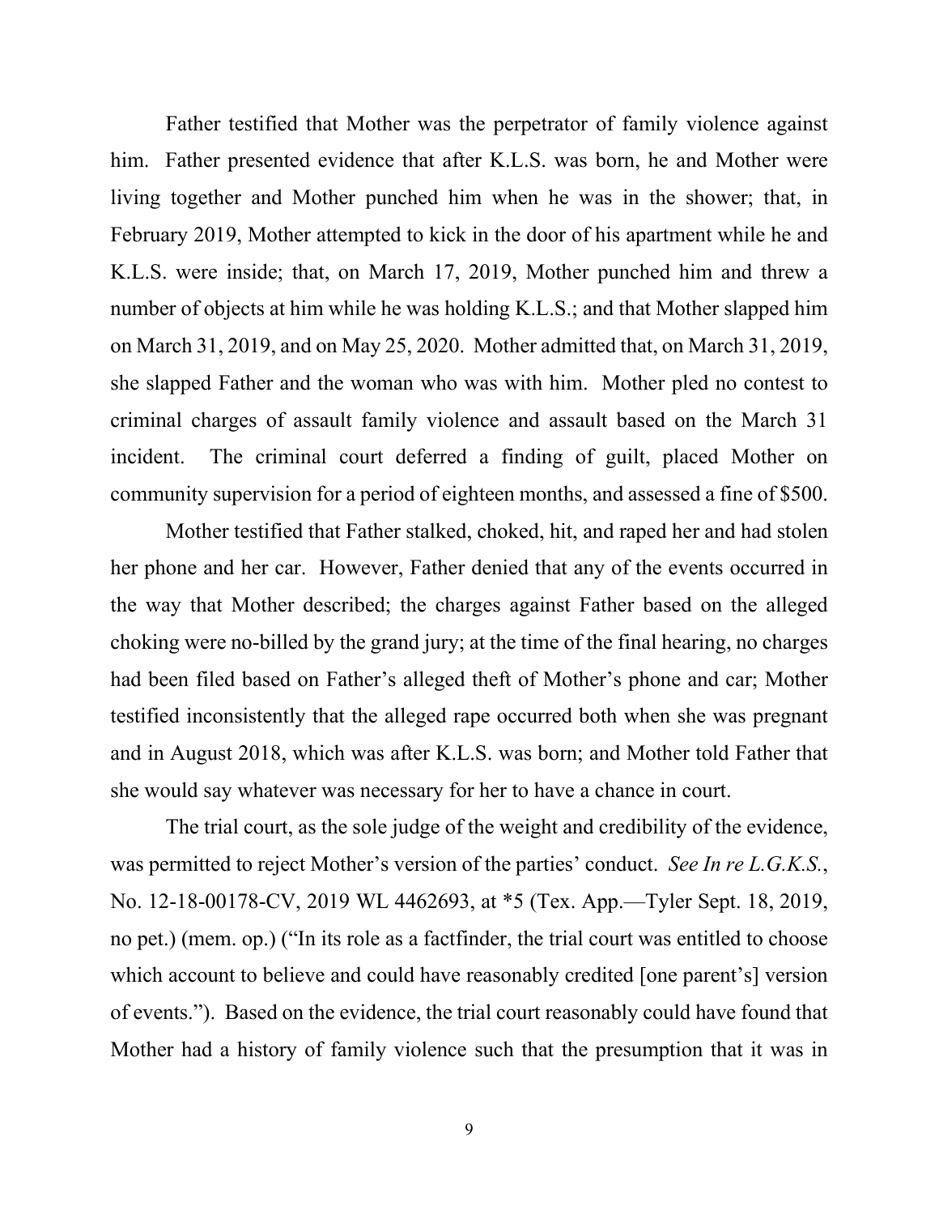Father testified that Mother was the perpetrator of family violence against him. Father presented evidence that after K.L.S. was born, he and Mother were living together and Mother punched him when he was in the shower; that, in February 2019, Mother attempted to kick in the door of his apartment while he and K.L.S. were inside; that, on March 17, 2019, Mother punched him and threw a number of objects at him while he was holding K.L.S.; and that Mother slapped him on March 31, 2019, and on May 25, 2020. Mother admitted that, on March 31, 2019, she slapped Father and the woman who was with him. Mother pled no contest to criminal charges of assault family violence and assault based on the March 31 incident. The criminal court deferred a finding of guilt, placed Mother on community supervision for a period of eighteen months, and assessed a fine of $500.

Mother testified that Father stalked, choked, hit, and raped her and had stolen her phone and her car. However, Father denied that any of the events occurred in the way that Mother described; the charges against Father based on the alleged choking were no-billed by the grand jury; at the time of the final hearing, no charges had been filed based on Father's alleged theft of Mother's phone and car; Mother testified inconsistently that the alleged rape occurred both when she was pregnant and in August 2018, which was after K.L.S. was born; and Mother told Father that she would say whatever was necessary for her to have a chance in court.

The trial court, as the sole judge of the weight and credibility of the evidence, was permitted to reject Mother's version of the parties' conduct. *See In re L.G.K.S.*, No. 12-18-00178-CV, 2019 WL 4462693, at *5 (Tex. App.—Tyler Sept. 18, 2019, no pet.) (mem. op.) ("In its role as a factfinder, the trial court was entitled to choose which account to believe and could have reasonably credited [one parent's] version of events."). Based on the evidence, the trial court reasonably could have found that Mother had a history of family violence such that the presumption that it was in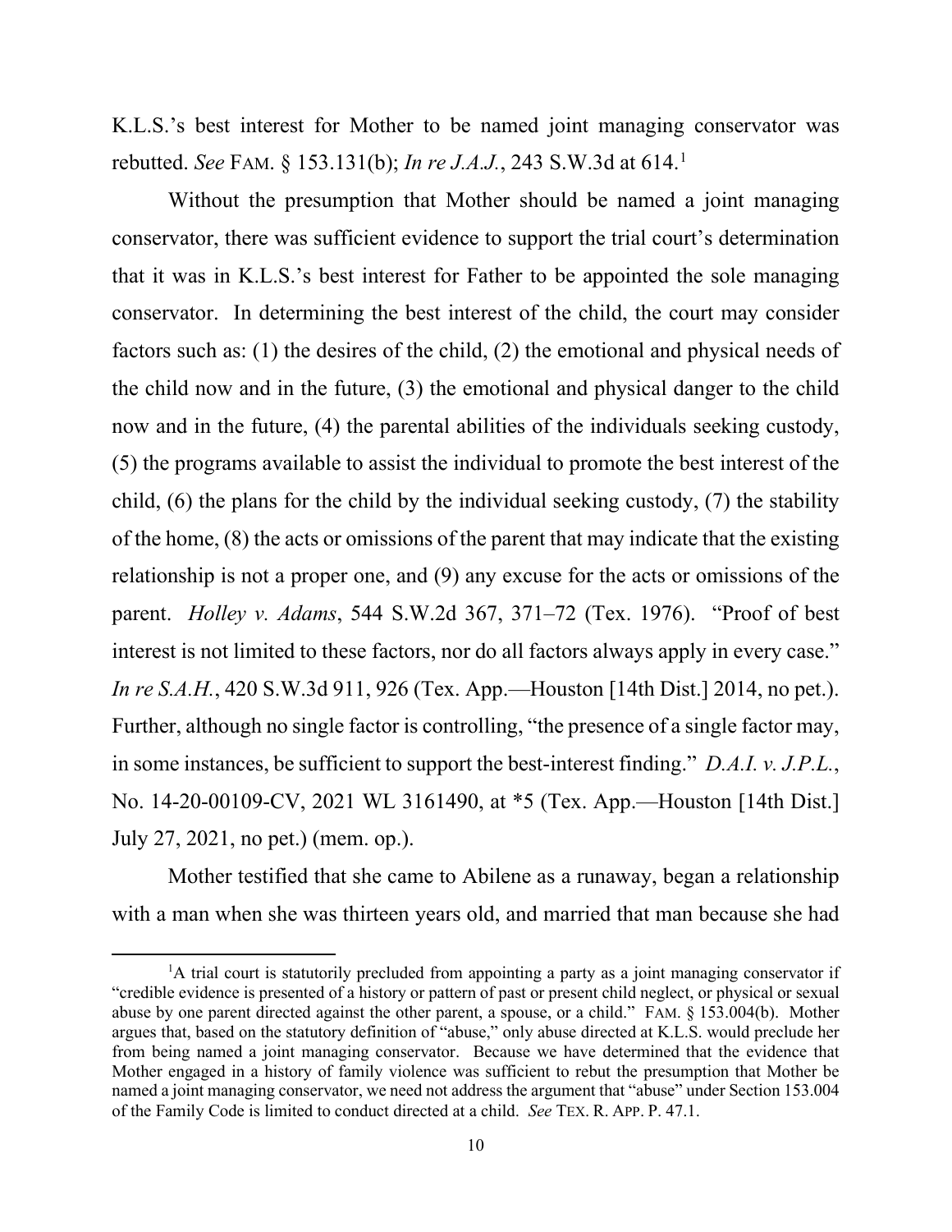K.L.S.'s best interest for Mother to be named joint managing conservator was rebutted. *See* FAM. § 153.131(b); *In re J.A.J.*, 243 S.W.3d at 614.[1]

Without the presumption that Mother should be named a joint managing conservator, there was sufficient evidence to support the trial court's determination that it was in K.L.S.'s best interest for Father to be appointed the sole managing conservator. In determining the best interest of the child, the court may consider factors such as: (1) the desires of the child, (2) the emotional and physical needs of the child now and in the future, (3) the emotional and physical danger to the child now and in the future, (4) the parental abilities of the individuals seeking custody, (5) the programs available to assist the individual to promote the best interest of the child, (6) the plans for the child by the individual seeking custody, (7) the stability of the home, (8) the acts or omissions of the parent that may indicate that the existing relationship is not a proper one, and (9) any excuse for the acts or omissions of the parent. *Holley v. Adams*, 544 S.W.2d 367, 371–72 (Tex. 1976). "Proof of best interest is not limited to these factors, nor do all factors always apply in every case." *In re S.A.H.*, 420 S.W.3d 911, 926 (Tex. App.—Houston [14th Dist.] 2014, no pet.). Further, although no single factor is controlling, "the presence of a single factor may, in some instances, be sufficient to support the best-interest finding." *D.A.I. v. J.P.L.*, No. 14-20-00109-CV, 2021 WL 3161490, at *5 (Tex. App.—Houston [14th Dist.] July 27, 2021, no pet.) (mem. op.).

Mother testified that she came to Abilene as a runaway, began a relationship with a man when she was thirteen years old, and married that man because she had

---

[1] A trial court is statutorily precluded from appointing a party as a joint managing conservator if "credible evidence is presented of a history or pattern of past or present child neglect, or physical or sexual abuse by one parent directed against the other parent, a spouse, or a child." FAM. § 153.004(b). Mother argues that, based on the statutory definition of "abuse," only abuse directed at K.L.S. would preclude her from being named a joint managing conservator. Because we have determined that the evidence that Mother engaged in a history of family violence was sufficient to rebut the presumption that Mother be named a joint managing conservator, we need not address the argument that "abuse" under Section 153.004 of the Family Code is limited to conduct directed at a child. *See* TEX. R. APP. P. 47.1.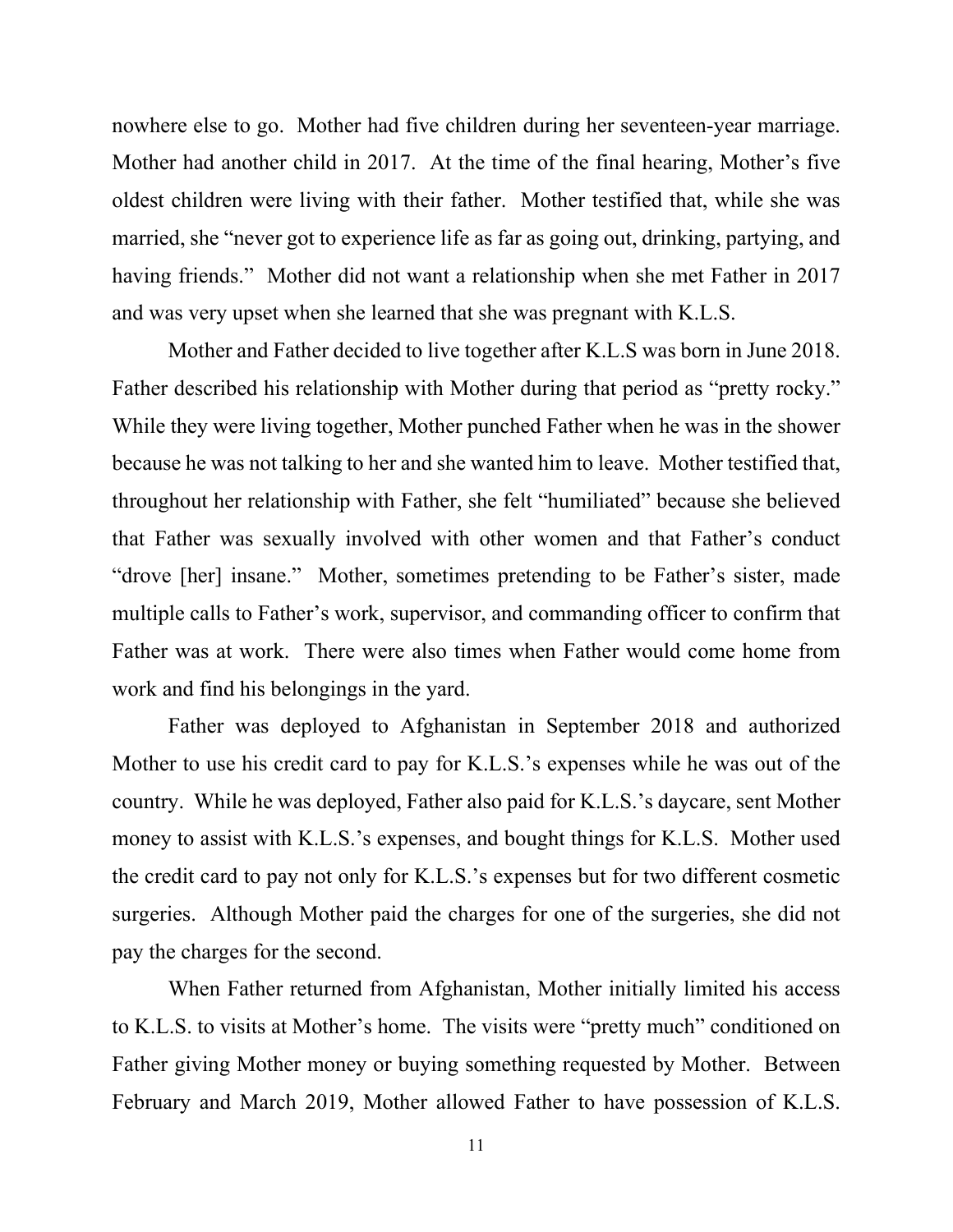nowhere else to go. Mother had five children during her seventeen-year marriage. Mother had another child in 2017. At the time of the final hearing, Mother's five oldest children were living with their father. Mother testified that, while she was married, she "never got to experience life as far as going out, drinking, partying, and having friends." Mother did not want a relationship when she met Father in 2017 and was very upset when she learned that she was pregnant with K.L.S.

Mother and Father decided to live together after K.L.S was born in June 2018. Father described his relationship with Mother during that period as "pretty rocky." While they were living together, Mother punched Father when he was in the shower because he was not talking to her and she wanted him to leave. Mother testified that, throughout her relationship with Father, she felt "humiliated" because she believed that Father was sexually involved with other women and that Father's conduct "drove [her] insane." Mother, sometimes pretending to be Father's sister, made multiple calls to Father's work, supervisor, and commanding officer to confirm that Father was at work. There were also times when Father would come home from work and find his belongings in the yard.

Father was deployed to Afghanistan in September 2018 and authorized Mother to use his credit card to pay for K.L.S.'s expenses while he was out of the country. While he was deployed, Father also paid for K.L.S.'s daycare, sent Mother money to assist with K.L.S.'s expenses, and bought things for K.L.S. Mother used the credit card to pay not only for K.L.S.'s expenses but for two different cosmetic surgeries. Although Mother paid the charges for one of the surgeries, she did not pay the charges for the second.

When Father returned from Afghanistan, Mother initially limited his access to K.L.S. to visits at Mother's home. The visits were "pretty much" conditioned on Father giving Mother money or buying something requested by Mother. Between February and March 2019, Mother allowed Father to have possession of K.L.S.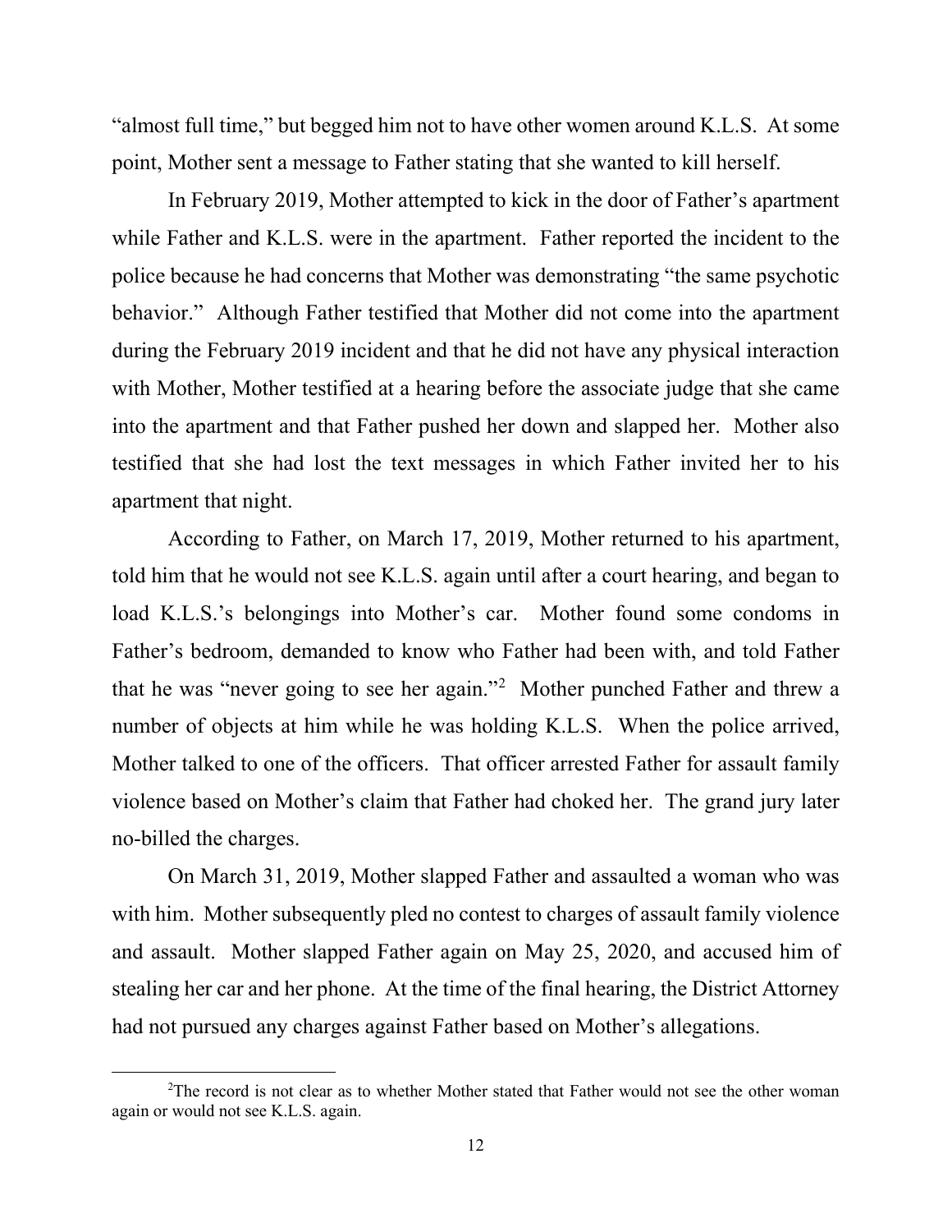"almost full time," but begged him not to have other women around K.L.S. At some point, Mother sent a message to Father stating that she wanted to kill herself.

In February 2019, Mother attempted to kick in the door of Father's apartment while Father and K.L.S. were in the apartment. Father reported the incident to the police because he had concerns that Mother was demonstrating "the same psychotic behavior." Although Father testified that Mother did not come into the apartment during the February 2019 incident and that he did not have any physical interaction with Mother, Mother testified at a hearing before the associate judge that she came into the apartment and that Father pushed her down and slapped her. Mother also testified that she had lost the text messages in which Father invited her to his apartment that night.

According to Father, on March 17, 2019, Mother returned to his apartment, told him that he would not see K.L.S. again until after a court hearing, and began to load K.L.S.'s belongings into Mother's car. Mother found some condoms in Father's bedroom, demanded to know who Father had been with, and told Father that he was "never going to see her again."[2] Mother punched Father and threw a number of objects at him while he was holding K.L.S. When the police arrived, Mother talked to one of the officers. That officer arrested Father for assault family violence based on Mother's claim that Father had choked her. The grand jury later no-billed the charges.

On March 31, 2019, Mother slapped Father and assaulted a woman who was with him. Mother subsequently pled no contest to charges of assault family violence and assault. Mother slapped Father again on May 25, 2020, and accused him of stealing her car and her phone. At the time of the final hearing, the District Attorney had not pursued any charges against Father based on Mother's allegations.

---

[2]The record is not clear as to whether Mother stated that Father would not see the other woman again or would not see K.L.S. again.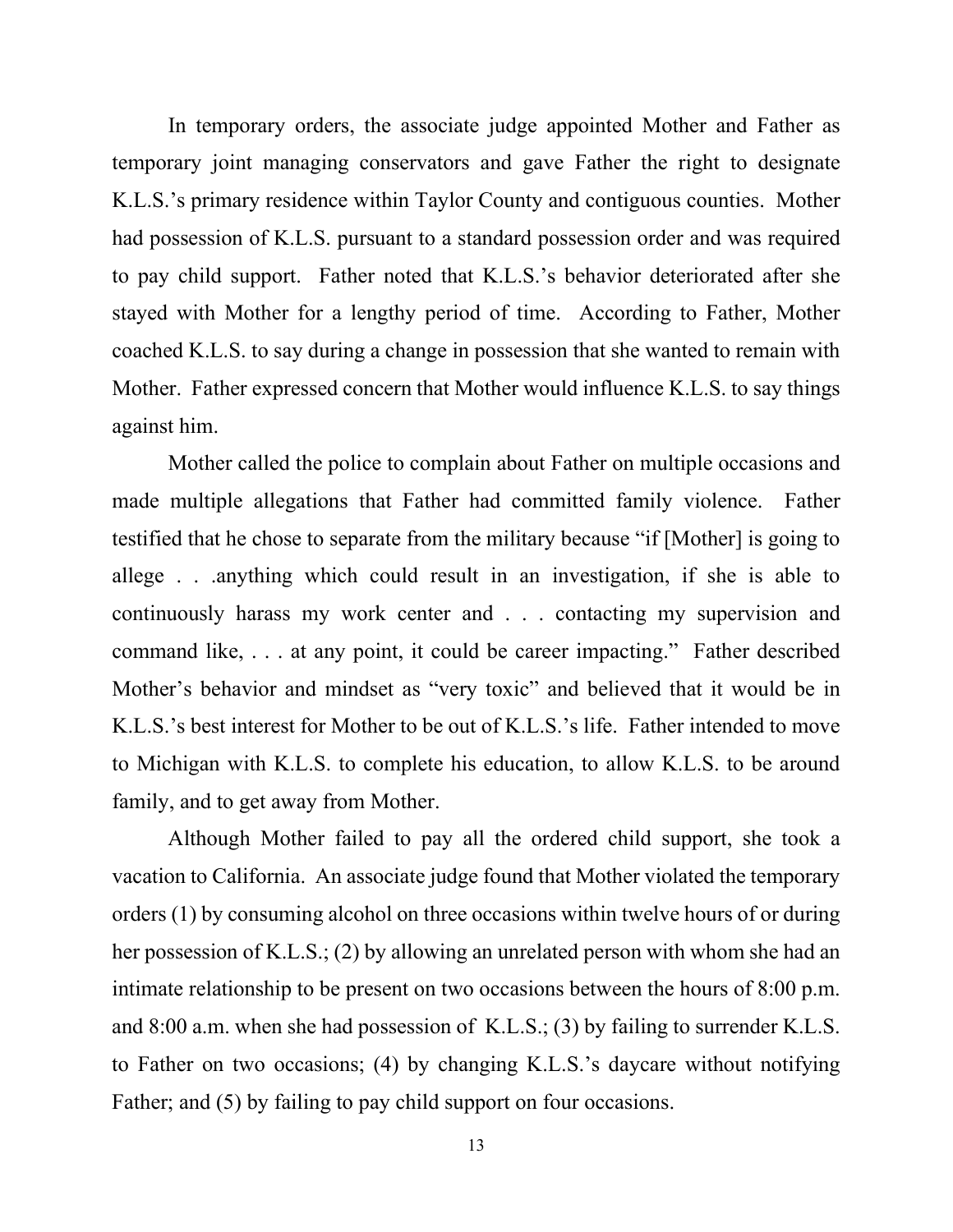In temporary orders, the associate judge appointed Mother and Father as temporary joint managing conservators and gave Father the right to designate K.L.S.'s primary residence within Taylor County and contiguous counties. Mother had possession of K.L.S. pursuant to a standard possession order and was required to pay child support. Father noted that K.L.S.'s behavior deteriorated after she stayed with Mother for a lengthy period of time. According to Father, Mother coached K.L.S. to say during a change in possession that she wanted to remain with Mother. Father expressed concern that Mother would influence K.L.S. to say things against him.

Mother called the police to complain about Father on multiple occasions and made multiple allegations that Father had committed family violence. Father testified that he chose to separate from the military because "if [Mother] is going to allege . . .anything which could result in an investigation, if she is able to continuously harass my work center and . . . contacting my supervision and command like, . . . at any point, it could be career impacting." Father described Mother's behavior and mindset as "very toxic" and believed that it would be in K.L.S.'s best interest for Mother to be out of K.L.S.'s life. Father intended to move to Michigan with K.L.S. to complete his education, to allow K.L.S. to be around family, and to get away from Mother.

Although Mother failed to pay all the ordered child support, she took a vacation to California. An associate judge found that Mother violated the temporary orders (1) by consuming alcohol on three occasions within twelve hours of or during her possession of K.L.S.; (2) by allowing an unrelated person with whom she had an intimate relationship to be present on two occasions between the hours of 8:00 p.m. and 8:00 a.m. when she had possession of K.L.S.; (3) by failing to surrender K.L.S. to Father on two occasions; (4) by changing K.L.S.'s daycare without notifying Father; and (5) by failing to pay child support on four occasions.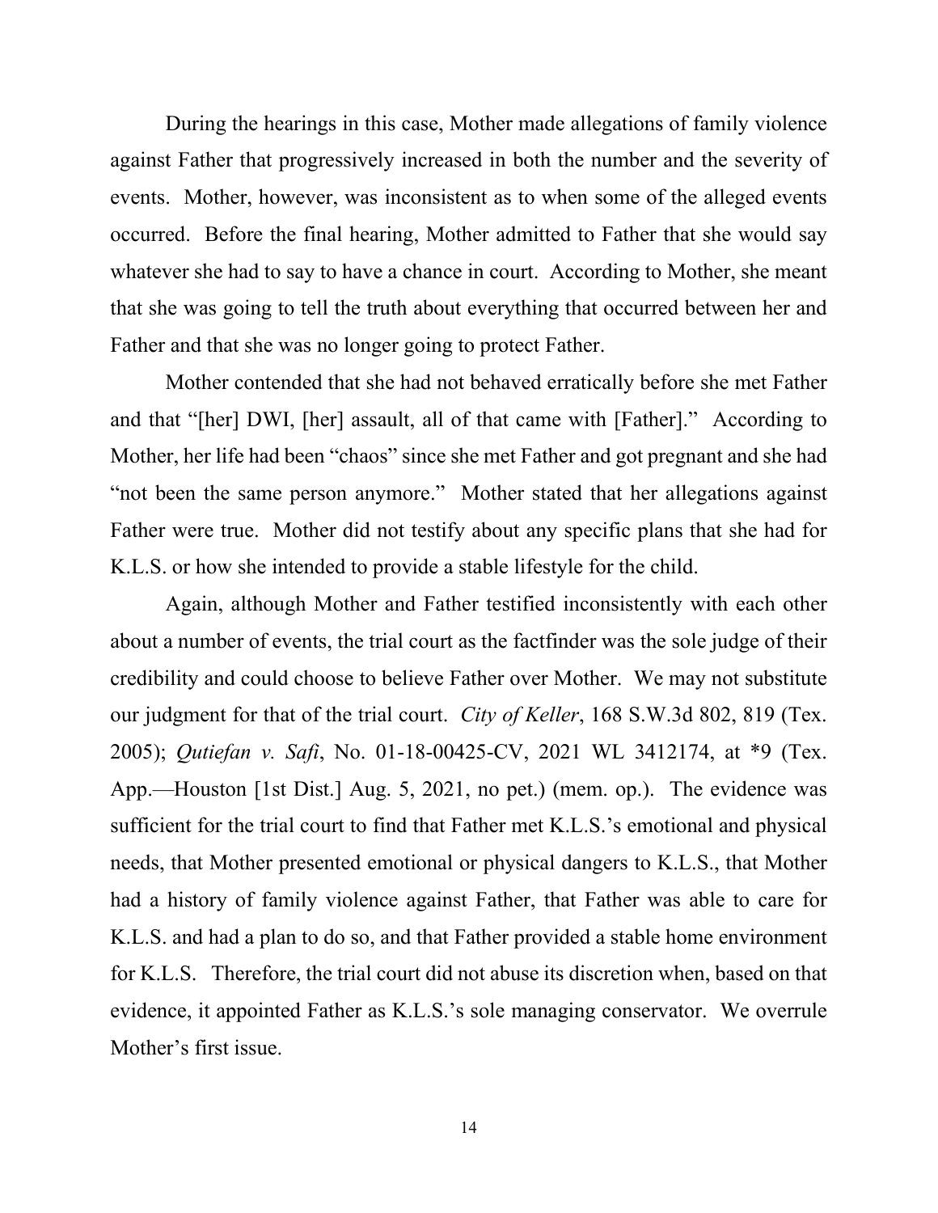During the hearings in this case, Mother made allegations of family violence against Father that progressively increased in both the number and the severity of events. Mother, however, was inconsistent as to when some of the alleged events occurred. Before the final hearing, Mother admitted to Father that she would say whatever she had to say to have a chance in court. According to Mother, she meant that she was going to tell the truth about everything that occurred between her and Father and that she was no longer going to protect Father.

Mother contended that she had not behaved erratically before she met Father and that "[her] DWI, [her] assault, all of that came with [Father]." According to Mother, her life had been "chaos" since she met Father and got pregnant and she had "not been the same person anymore." Mother stated that her allegations against Father were true. Mother did not testify about any specific plans that she had for K.L.S. or how she intended to provide a stable lifestyle for the child.

Again, although Mother and Father testified inconsistently with each other about a number of events, the trial court as the factfinder was the sole judge of their credibility and could choose to believe Father over Mother. We may not substitute our judgment for that of the trial court. *City of Keller*, 168 S.W.3d 802, 819 (Tex. 2005); *Qutiefan v. Safi*, No. 01-18-00425-CV, 2021 WL 3412174, at *9 (Tex. App.—Houston [1st Dist.] Aug. 5, 2021, no pet.) (mem. op.). The evidence was sufficient for the trial court to find that Father met K.L.S.'s emotional and physical needs, that Mother presented emotional or physical dangers to K.L.S., that Mother had a history of family violence against Father, that Father was able to care for K.L.S. and had a plan to do so, and that Father provided a stable home environment for K.L.S. Therefore, the trial court did not abuse its discretion when, based on that evidence, it appointed Father as K.L.S.'s sole managing conservator. We overrule Mother's first issue.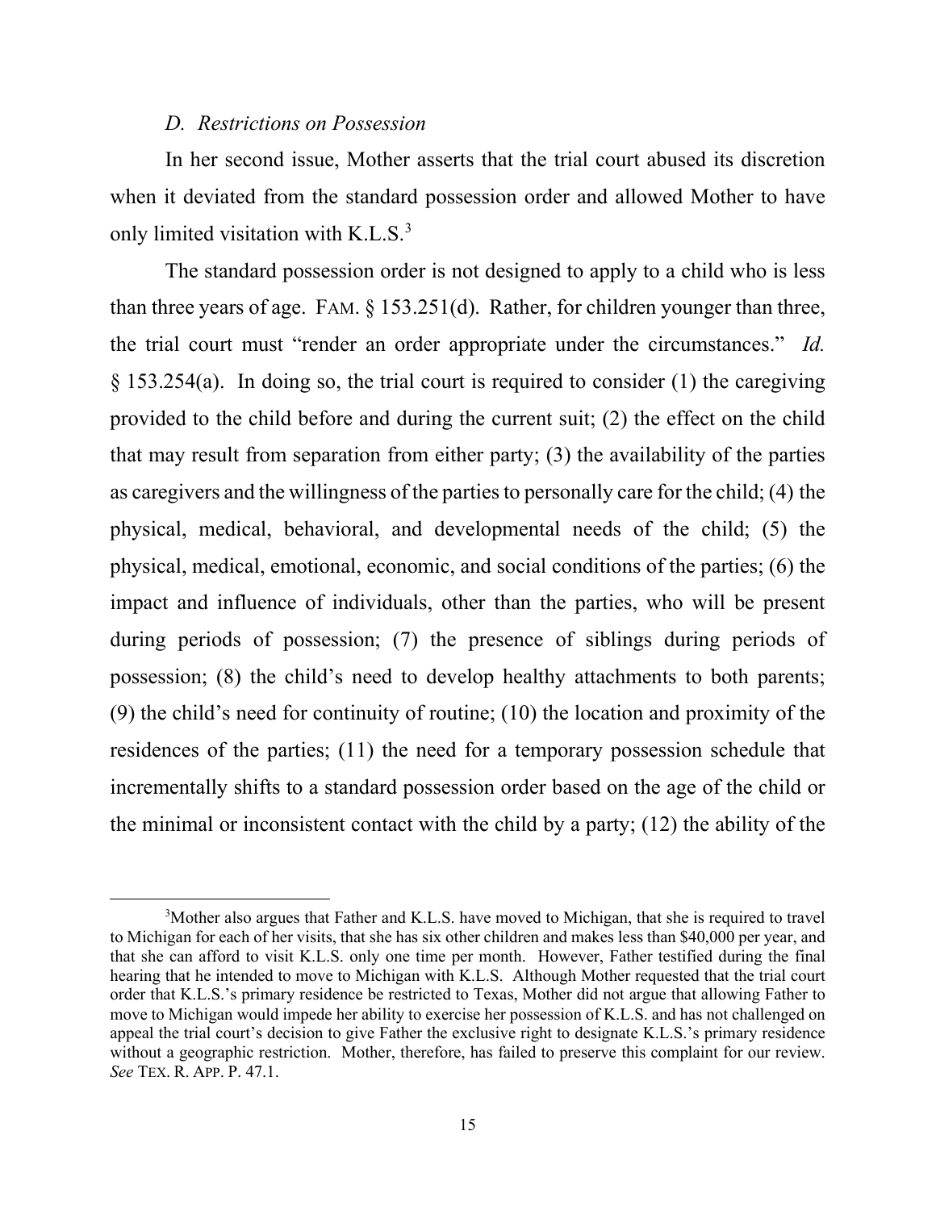### *D. Restrictions on Possession*

In her second issue, Mother asserts that the trial court abused its discretion when it deviated from the standard possession order and allowed Mother to have only limited visitation with K.L.S.[3]

The standard possession order is not designed to apply to a child who is less than three years of age. FAM. § 153.251(d). Rather, for children younger than three, the trial court must "render an order appropriate under the circumstances." *Id.* § 153.254(a). In doing so, the trial court is required to consider (1) the caregiving provided to the child before and during the current suit; (2) the effect on the child that may result from separation from either party; (3) the availability of the parties as caregivers and the willingness of the parties to personally care for the child; (4) the physical, medical, behavioral, and developmental needs of the child; (5) the physical, medical, emotional, economic, and social conditions of the parties; (6) the impact and influence of individuals, other than the parties, who will be present during periods of possession; (7) the presence of siblings during periods of possession; (8) the child's need to develop healthy attachments to both parents; (9) the child's need for continuity of routine; (10) the location and proximity of the residences of the parties; (11) the need for a temporary possession schedule that incrementally shifts to a standard possession order based on the age of the child or the minimal or inconsistent contact with the child by a party; (12) the ability of the

---

[3]Mother also argues that Father and K.L.S. have moved to Michigan, that she is required to travel to Michigan for each of her visits, that she has six other children and makes less than $40,000 per year, and that she can afford to visit K.L.S. only one time per month. However, Father testified during the final hearing that he intended to move to Michigan with K.L.S. Although Mother requested that the trial court order that K.L.S.'s primary residence be restricted to Texas, Mother did not argue that allowing Father to move to Michigan would impede her ability to exercise her possession of K.L.S. and has not challenged on appeal the trial court's decision to give Father the exclusive right to designate K.L.S.'s primary residence without a geographic restriction. Mother, therefore, has failed to preserve this complaint for our review. *See* TEX. R. APP. P. 47.1.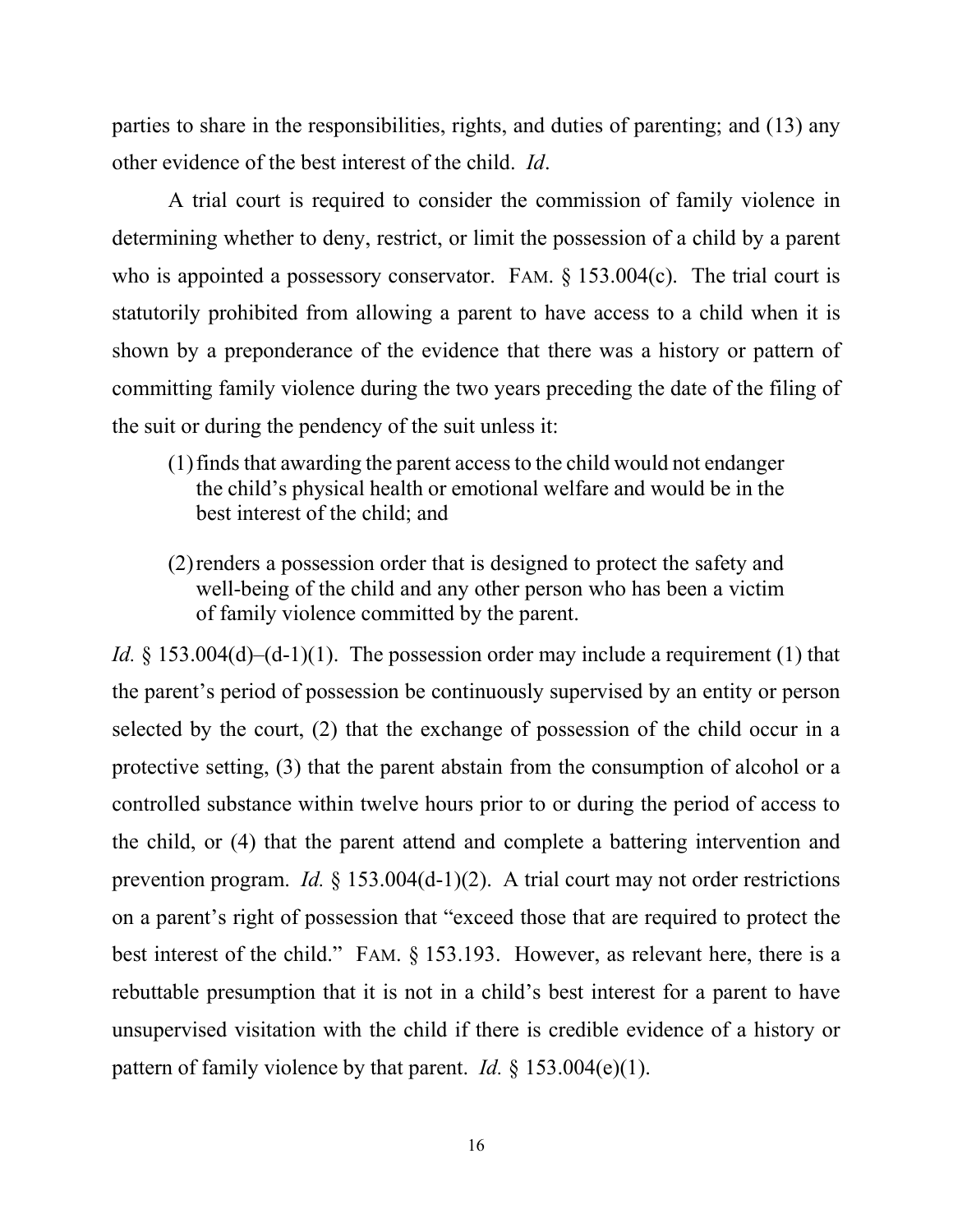parties to share in the responsibilities, rights, and duties of parenting; and (13) any other evidence of the best interest of the child. *Id*.

A trial court is required to consider the commission of family violence in determining whether to deny, restrict, or limit the possession of a child by a parent who is appointed a possessory conservator. FAM. § 153.004(c). The trial court is statutorily prohibited from allowing a parent to have access to a child when it is shown by a preponderance of the evidence that there was a history or pattern of committing family violence during the two years preceding the date of the filing of the suit or during the pendency of the suit unless it:

> (1) finds that awarding the parent access to the child would not endanger the child's physical health or emotional welfare and would be in the best interest of the child; and
>
> (2) renders a possession order that is designed to protect the safety and well-being of the child and any other person who has been a victim of family violence committed by the parent.

*Id.* § 153.004(d)–(d-1)(1). The possession order may include a requirement (1) that the parent's period of possession be continuously supervised by an entity or person selected by the court, (2) that the exchange of possession of the child occur in a protective setting, (3) that the parent abstain from the consumption of alcohol or a controlled substance within twelve hours prior to or during the period of access to the child, or (4) that the parent attend and complete a battering intervention and prevention program. *Id.* § 153.004(d-1)(2). A trial court may not order restrictions on a parent's right of possession that "exceed those that are required to protect the best interest of the child." FAM. § 153.193. However, as relevant here, there is a rebuttable presumption that it is not in a child's best interest for a parent to have unsupervised visitation with the child if there is credible evidence of a history or pattern of family violence by that parent. *Id.* § 153.004(e)(1).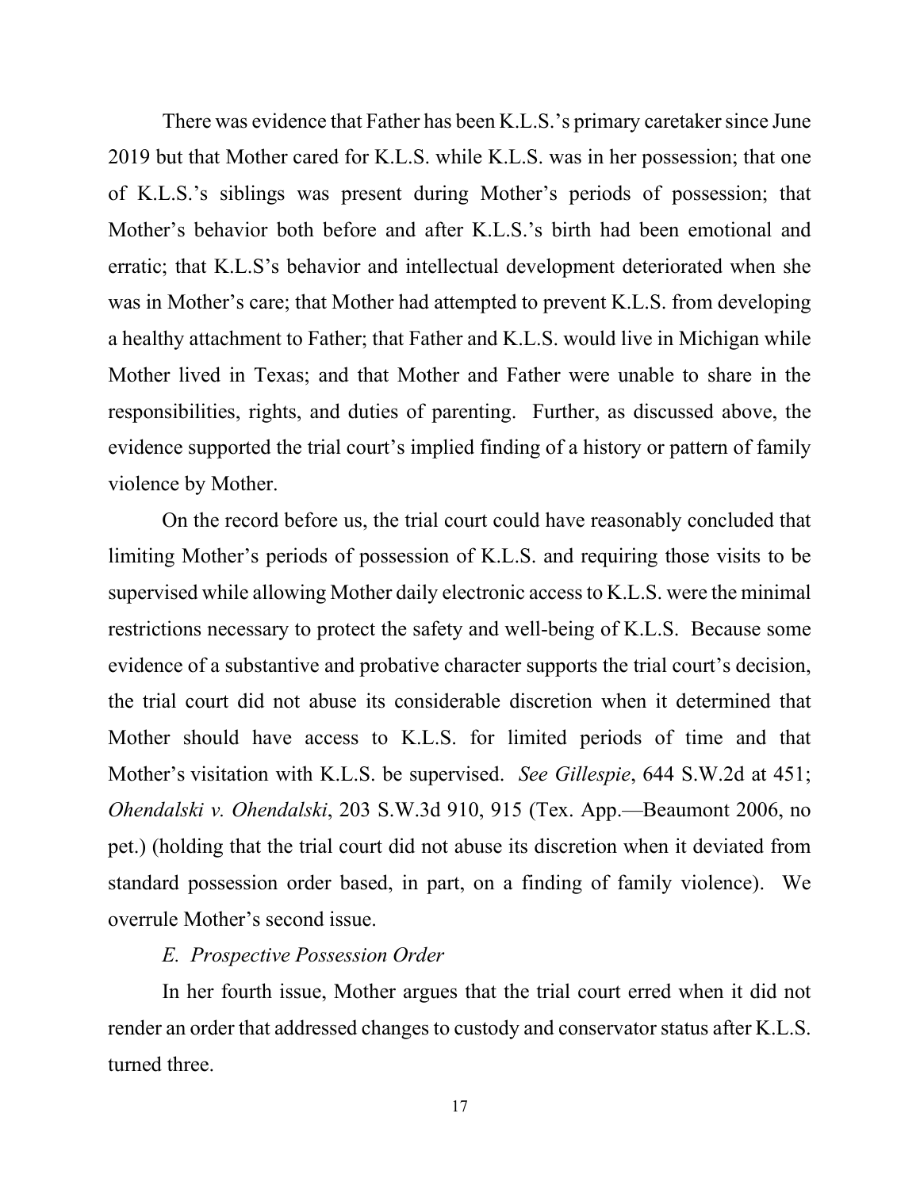There was evidence that Father has been K.L.S.'s primary caretaker since June 2019 but that Mother cared for K.L.S. while K.L.S. was in her possession; that one of K.L.S.'s siblings was present during Mother's periods of possession; that Mother's behavior both before and after K.L.S.'s birth had been emotional and erratic; that K.L.S's behavior and intellectual development deteriorated when she was in Mother's care; that Mother had attempted to prevent K.L.S. from developing a healthy attachment to Father; that Father and K.L.S. would live in Michigan while Mother lived in Texas; and that Mother and Father were unable to share in the responsibilities, rights, and duties of parenting. Further, as discussed above, the evidence supported the trial court's implied finding of a history or pattern of family violence by Mother.

On the record before us, the trial court could have reasonably concluded that limiting Mother's periods of possession of K.L.S. and requiring those visits to be supervised while allowing Mother daily electronic access to K.L.S. were the minimal restrictions necessary to protect the safety and well-being of K.L.S. Because some evidence of a substantive and probative character supports the trial court's decision, the trial court did not abuse its considerable discretion when it determined that Mother should have access to K.L.S. for limited periods of time and that Mother's visitation with K.L.S. be supervised. *See Gillespie*, 644 S.W.2d at 451; *Ohendalski v. Ohendalski*, 203 S.W.3d 910, 915 (Tex. App.—Beaumont 2006, no pet.) (holding that the trial court did not abuse its discretion when it deviated from standard possession order based, in part, on a finding of family violence). We overrule Mother's second issue.

*E. Prospective Possession Order*

In her fourth issue, Mother argues that the trial court erred when it did not render an order that addressed changes to custody and conservator status after K.L.S. turned three.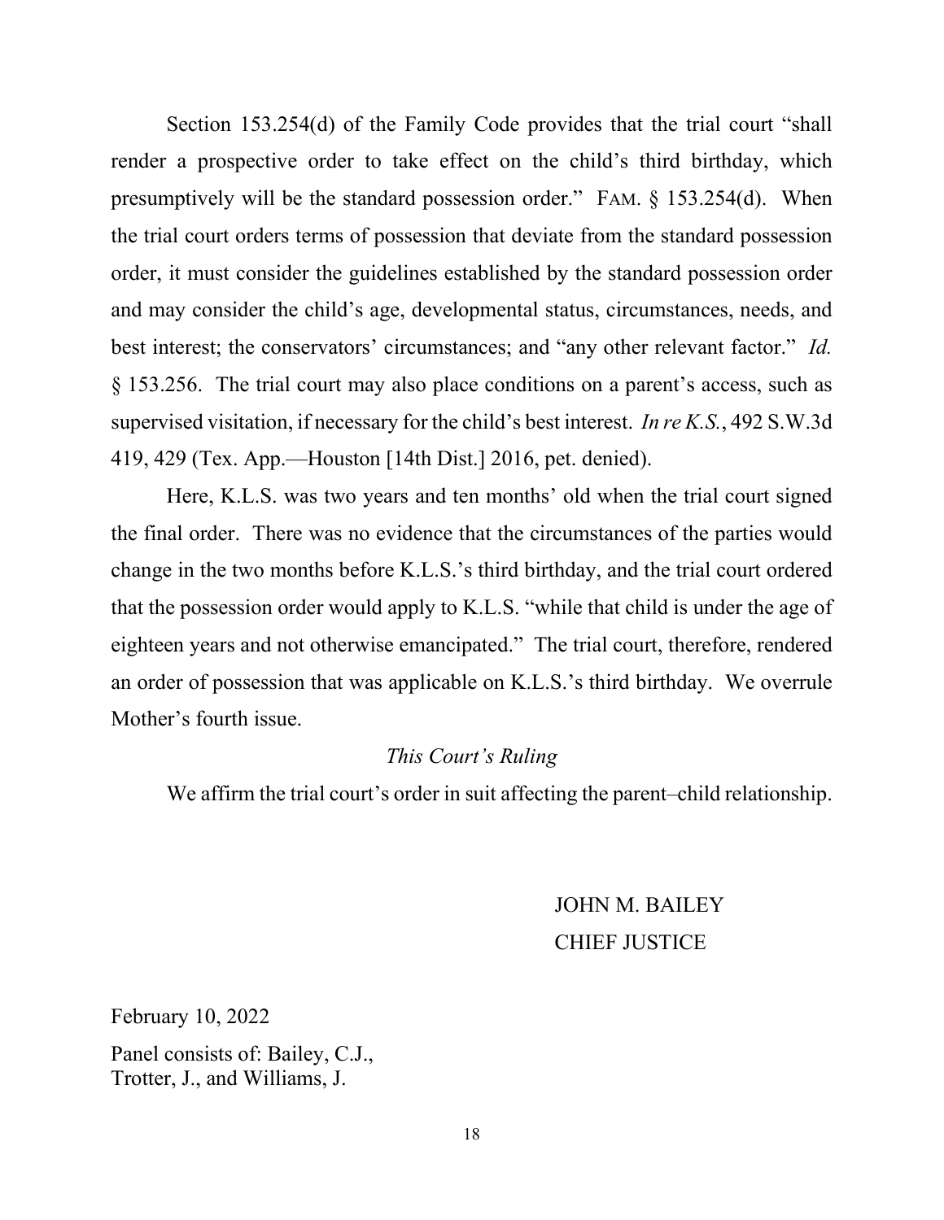Section 153.254(d) of the Family Code provides that the trial court "shall render a prospective order to take effect on the child's third birthday, which presumptively will be the standard possession order." FAM. § 153.254(d). When the trial court orders terms of possession that deviate from the standard possession order, it must consider the guidelines established by the standard possession order and may consider the child's age, developmental status, circumstances, needs, and best interest; the conservators' circumstances; and "any other relevant factor." *Id.* § 153.256. The trial court may also place conditions on a parent's access, such as supervised visitation, if necessary for the child's best interest. *In re K.S.*, 492 S.W.3d 419, 429 (Tex. App.—Houston [14th Dist.] 2016, pet. denied).

Here, K.L.S. was two years and ten months' old when the trial court signed the final order. There was no evidence that the circumstances of the parties would change in the two months before K.L.S.'s third birthday, and the trial court ordered that the possession order would apply to K.L.S. "while that child is under the age of eighteen years and not otherwise emancipated." The trial court, therefore, rendered an order of possession that was applicable on K.L.S.'s third birthday. We overrule Mother's fourth issue.

*This Court's Ruling*

We affirm the trial court's order in suit affecting the parent–child relationship.

JOHN M. BAILEY
CHIEF JUSTICE

February 10, 2022

Panel consists of: Bailey, C.J.,
Trotter, J., and Williams, J.